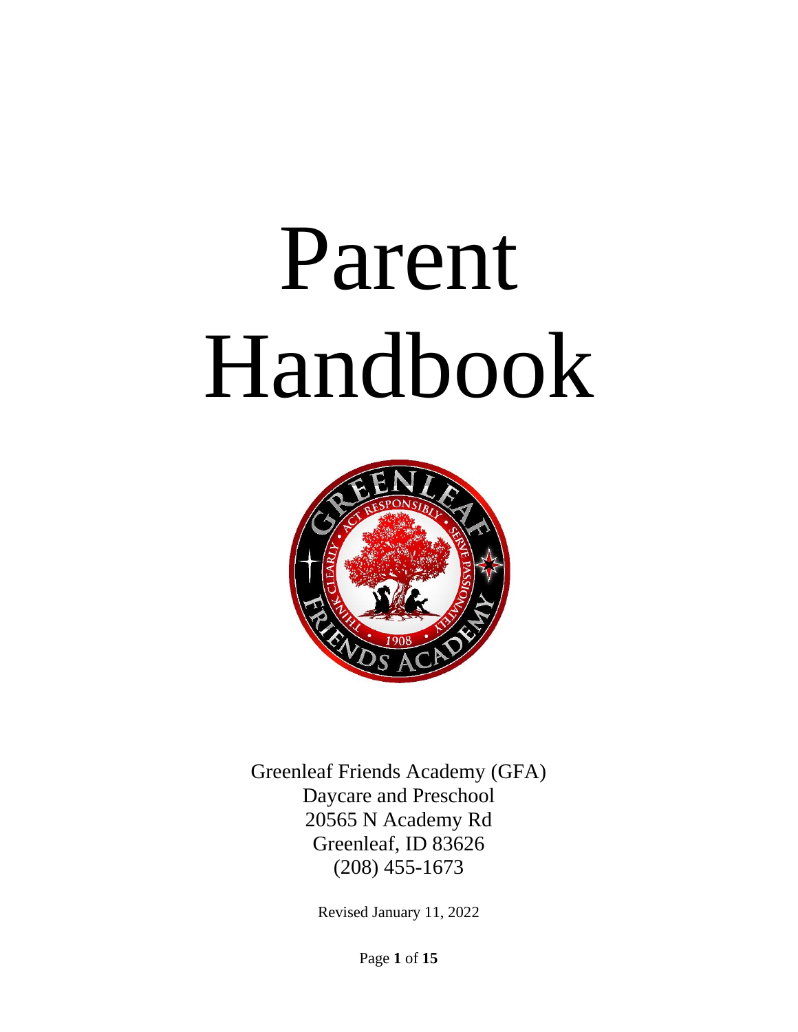# Parent Handbook

Greenleaf Friends Academy (GFA)
Daycare and Preschool
20565 N Academy Rd
Greenleaf, ID 83626
(208) 455-1673

Revised January 11, 2022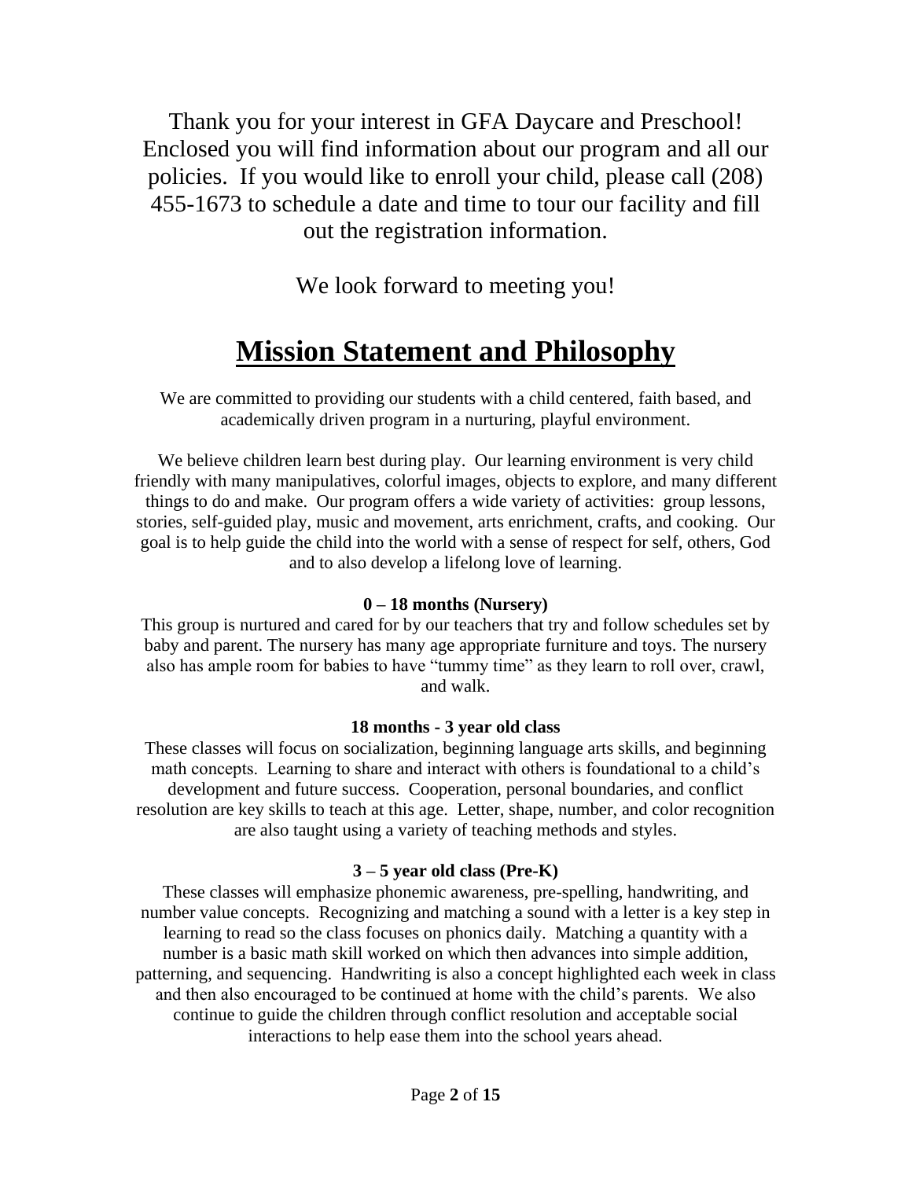Thank you for your interest in GFA Daycare and Preschool! Enclosed you will find information about our program and all our policies. If you would like to enroll your child, please call (208) 455-1673 to schedule a date and time to tour our facility and fill out the registration information.

We look forward to meeting you!

# Mission Statement and Philosophy

We are committed to providing our students with a child centered, faith based, and academically driven program in a nurturing, playful environment.

We believe children learn best during play. Our learning environment is very child friendly with many manipulatives, colorful images, objects to explore, and many different things to do and make. Our program offers a wide variety of activities: group lessons, stories, self-guided play, music and movement, arts enrichment, crafts, and cooking. Our goal is to help guide the child into the world with a sense of respect for self, others, God and to also develop a lifelong love of learning.

**0 – 18 months (Nursery)**

This group is nurtured and cared for by our teachers that try and follow schedules set by baby and parent. The nursery has many age appropriate furniture and toys. The nursery also has ample room for babies to have "tummy time" as they learn to roll over, crawl, and walk.

**18 months - 3 year old class**

These classes will focus on socialization, beginning language arts skills, and beginning math concepts. Learning to share and interact with others is foundational to a child's development and future success. Cooperation, personal boundaries, and conflict resolution are key skills to teach at this age. Letter, shape, number, and color recognition are also taught using a variety of teaching methods and styles.

**3 – 5 year old class (Pre-K)**

These classes will emphasize phonemic awareness, pre-spelling, handwriting, and number value concepts. Recognizing and matching a sound with a letter is a key step in learning to read so the class focuses on phonics daily. Matching a quantity with a number is a basic math skill worked on which then advances into simple addition, patterning, and sequencing. Handwriting is also a concept highlighted each week in class and then also encouraged to be continued at home with the child's parents. We also continue to guide the children through conflict resolution and acceptable social interactions to help ease them into the school years ahead.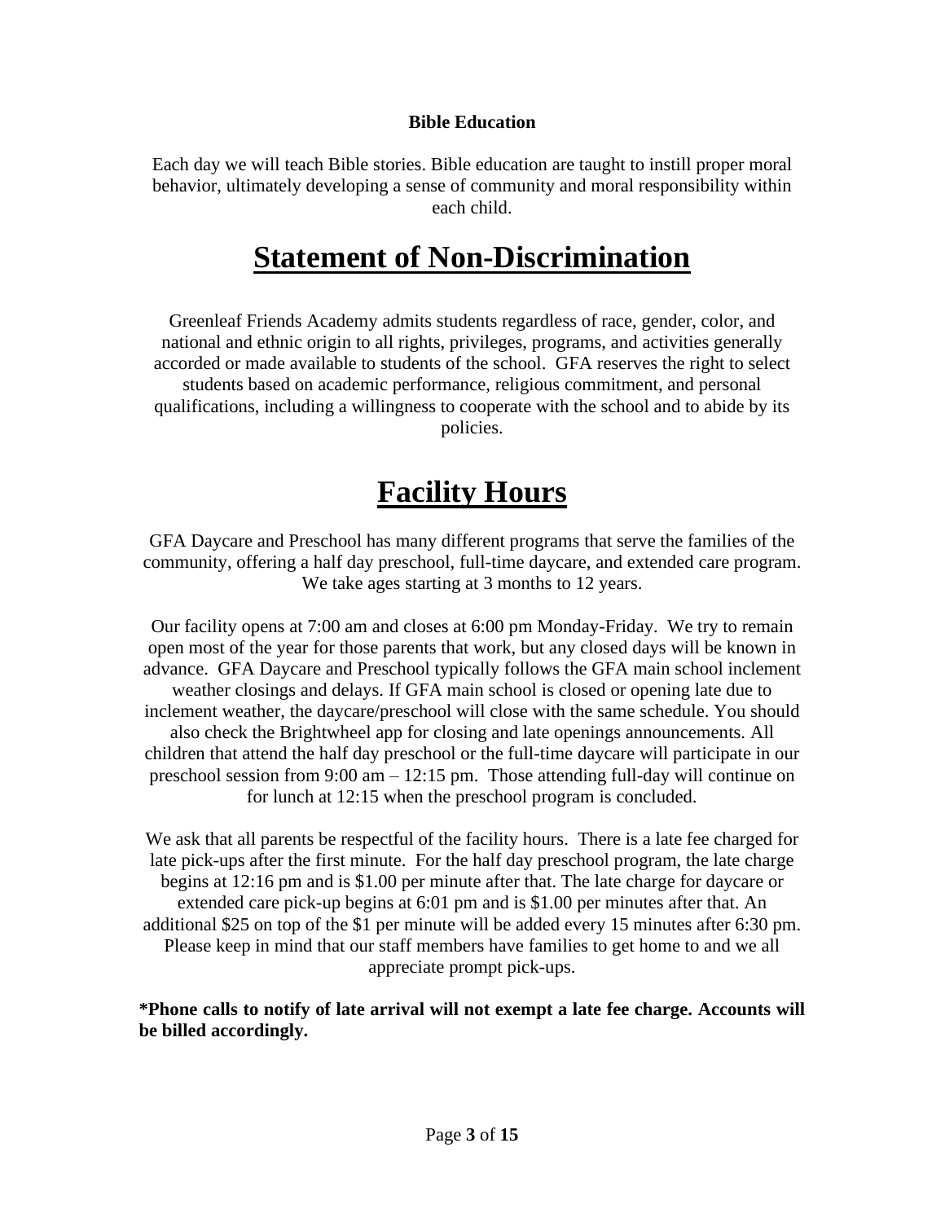### Bible Education

Each day we will teach Bible stories. Bible education are taught to instill proper moral behavior, ultimately developing a sense of community and moral responsibility within each child.

# Statement of Non-Discrimination

Greenleaf Friends Academy admits students regardless of race, gender, color, and national and ethnic origin to all rights, privileges, programs, and activities generally accorded or made available to students of the school. GFA reserves the right to select students based on academic performance, religious commitment, and personal qualifications, including a willingness to cooperate with the school and to abide by its policies.

# Facility Hours

GFA Daycare and Preschool has many different programs that serve the families of the community, offering a half day preschool, full-time daycare, and extended care program. We take ages starting at 3 months to 12 years.

Our facility opens at 7:00 am and closes at 6:00 pm Monday-Friday. We try to remain open most of the year for those parents that work, but any closed days will be known in advance. GFA Daycare and Preschool typically follows the GFA main school inclement weather closings and delays. If GFA main school is closed or opening late due to inclement weather, the daycare/preschool will close with the same schedule. You should also check the Brightwheel app for closing and late openings announcements. All children that attend the half day preschool or the full-time daycare will participate in our preschool session from 9:00 am – 12:15 pm. Those attending full-day will continue on for lunch at 12:15 when the preschool program is concluded.

We ask that all parents be respectful of the facility hours. There is a late fee charged for late pick-ups after the first minute. For the half day preschool program, the late charge begins at 12:16 pm and is $1.00 per minute after that. The late charge for daycare or extended care pick-up begins at 6:01 pm and is $1.00 per minutes after that. An additional $25 on top of the $1 per minute will be added every 15 minutes after 6:30 pm. Please keep in mind that our staff members have families to get home to and we all appreciate prompt pick-ups.

**\*Phone calls to notify of late arrival will not exempt a late fee charge. Accounts will be billed accordingly.**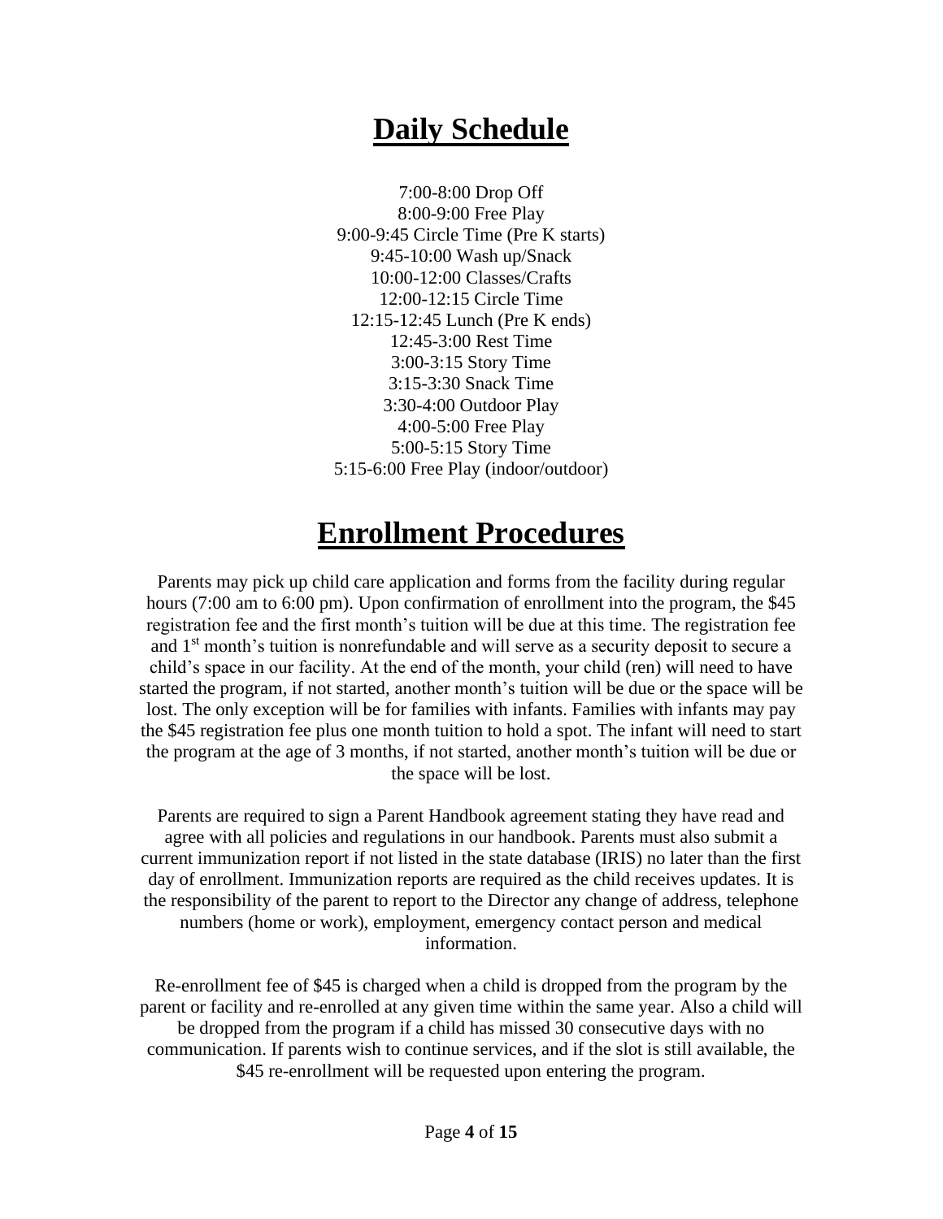# Daily Schedule

7:00-8:00 Drop Off
8:00-9:00 Free Play
9:00-9:45 Circle Time (Pre K starts)
9:45-10:00 Wash up/Snack
10:00-12:00 Classes/Crafts
12:00-12:15 Circle Time
12:15-12:45 Lunch (Pre K ends)
12:45-3:00 Rest Time
3:00-3:15 Story Time
3:15-3:30 Snack Time
3:30-4:00 Outdoor Play
4:00-5:00 Free Play
5:00-5:15 Story Time
5:15-6:00 Free Play (indoor/outdoor)

# Enrollment Procedures

Parents may pick up child care application and forms from the facility during regular hours (7:00 am to 6:00 pm). Upon confirmation of enrollment into the program, the $45 registration fee and the first month's tuition will be due at this time. The registration fee and 1st month's tuition is nonrefundable and will serve as a security deposit to secure a child's space in our facility. At the end of the month, your child (ren) will need to have started the program, if not started, another month's tuition will be due or the space will be lost. The only exception will be for families with infants. Families with infants may pay the $45 registration fee plus one month tuition to hold a spot. The infant will need to start the program at the age of 3 months, if not started, another month's tuition will be due or the space will be lost.

Parents are required to sign a Parent Handbook agreement stating they have read and agree with all policies and regulations in our handbook. Parents must also submit a current immunization report if not listed in the state database (IRIS) no later than the first day of enrollment. Immunization reports are required as the child receives updates. It is the responsibility of the parent to report to the Director any change of address, telephone numbers (home or work), employment, emergency contact person and medical information.

Re-enrollment fee of $45 is charged when a child is dropped from the program by the parent or facility and re-enrolled at any given time within the same year. Also a child will be dropped from the program if a child has missed 30 consecutive days with no communication. If parents wish to continue services, and if the slot is still available, the $45 re-enrollment will be requested upon entering the program.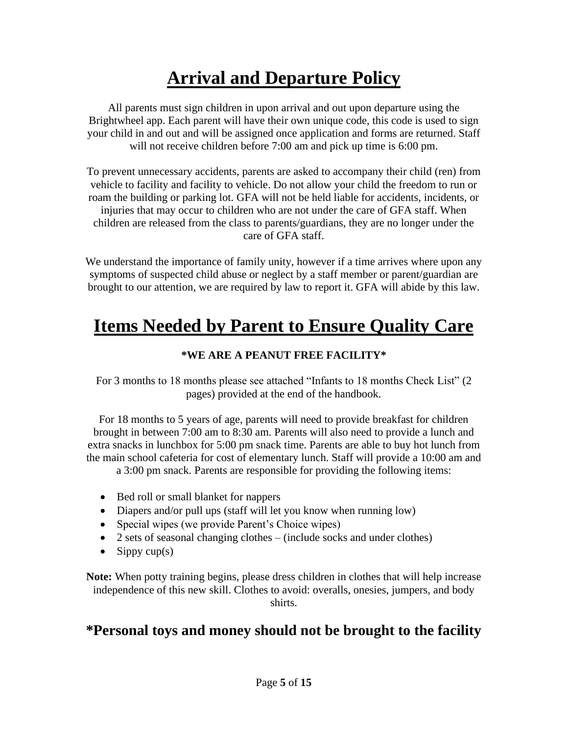# Arrival and Departure Policy

All parents must sign children in upon arrival and out upon departure using the Brightwheel app. Each parent will have their own unique code, this code is used to sign your child in and out and will be assigned once application and forms are returned. Staff will not receive children before 7:00 am and pick up time is 6:00 pm.

To prevent unnecessary accidents, parents are asked to accompany their child (ren) from vehicle to facility and facility to vehicle. Do not allow your child the freedom to run or roam the building or parking lot. GFA will not be held liable for accidents, incidents, or injuries that may occur to children who are not under the care of GFA staff. When children are released from the class to parents/guardians, they are no longer under the care of GFA staff.

We understand the importance of family unity, however if a time arrives where upon any symptoms of suspected child abuse or neglect by a staff member or parent/guardian are brought to our attention, we are required by law to report it. GFA will abide by this law.

# Items Needed by Parent to Ensure Quality Care

**\*WE ARE A PEANUT FREE FACILITY\***

For 3 months to 18 months please see attached "Infants to 18 months Check List" (2 pages) provided at the end of the handbook.

For 18 months to 5 years of age, parents will need to provide breakfast for children brought in between 7:00 am to 8:30 am. Parents will also need to provide a lunch and extra snacks in lunchbox for 5:00 pm snack time. Parents are able to buy hot lunch from the main school cafeteria for cost of elementary lunch. Staff will provide a 10:00 am and a 3:00 pm snack. Parents are responsible for providing the following items:

- Bed roll or small blanket for nappers
- Diapers and/or pull ups (staff will let you know when running low)
- Special wipes (we provide Parent's Choice wipes)
- 2 sets of seasonal changing clothes – (include socks and under clothes)
- Sippy cup(s)

**Note:** When potty training begins, please dress children in clothes that will help increase independence of this new skill. Clothes to avoid: overalls, onesies, jumpers, and body shirts.

## \*Personal toys and money should not be brought to the facility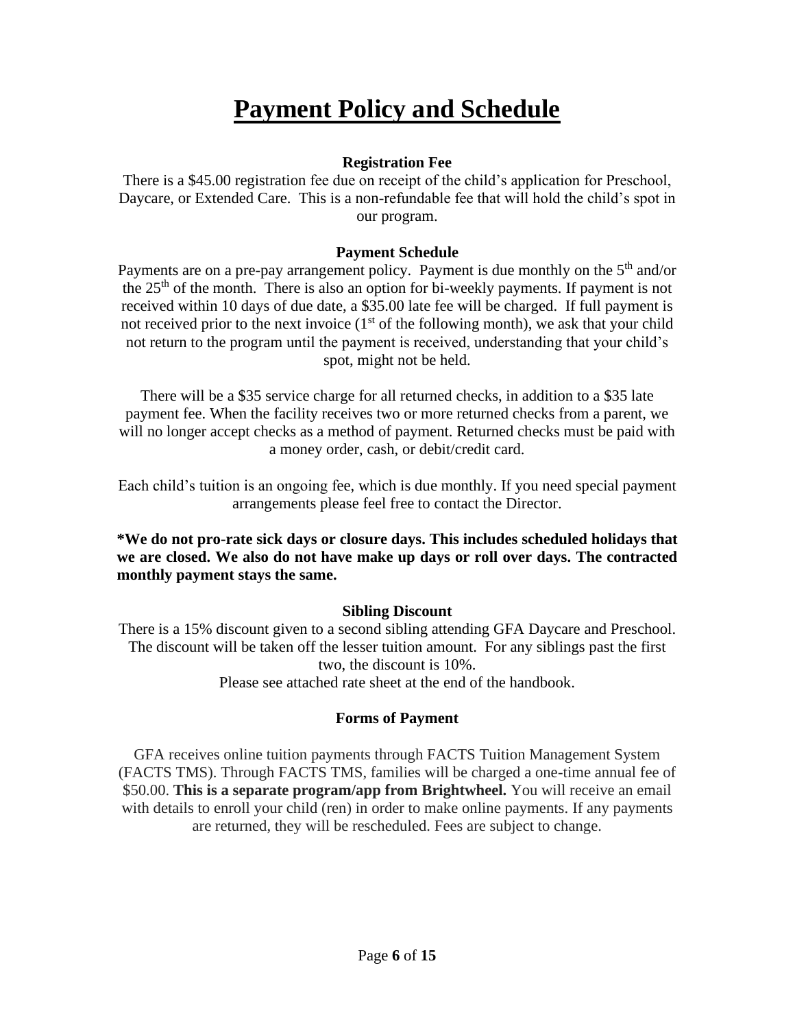# Payment Policy and Schedule

### Registration Fee

There is a $45.00 registration fee due on receipt of the child's application for Preschool, Daycare, or Extended Care. This is a non-refundable fee that will hold the child's spot in our program.

### Payment Schedule

Payments are on a pre-pay arrangement policy. Payment is due monthly on the 5th and/or the 25th of the month. There is also an option for bi-weekly payments. If payment is not received within 10 days of due date, a $35.00 late fee will be charged. If full payment is not received prior to the next invoice (1st of the following month), we ask that your child not return to the program until the payment is received, understanding that your child's spot, might not be held.

There will be a $35 service charge for all returned checks, in addition to a $35 late payment fee. When the facility receives two or more returned checks from a parent, we will no longer accept checks as a method of payment. Returned checks must be paid with a money order, cash, or debit/credit card.

Each child's tuition is an ongoing fee, which is due monthly. If you need special payment arrangements please feel free to contact the Director.

**\*We do not pro-rate sick days or closure days. This includes scheduled holidays that we are closed. We also do not have make up days or roll over days. The contracted monthly payment stays the same.**

### Sibling Discount

There is a 15% discount given to a second sibling attending GFA Daycare and Preschool. The discount will be taken off the lesser tuition amount. For any siblings past the first two, the discount is 10%.

Please see attached rate sheet at the end of the handbook.

### Forms of Payment

GFA receives online tuition payments through FACTS Tuition Management System (FACTS TMS). Through FACTS TMS, families will be charged a one-time annual fee of $50.00. **This is a separate program/app from Brightwheel.** You will receive an email with details to enroll your child (ren) in order to make online payments. If any payments are returned, they will be rescheduled. Fees are subject to change.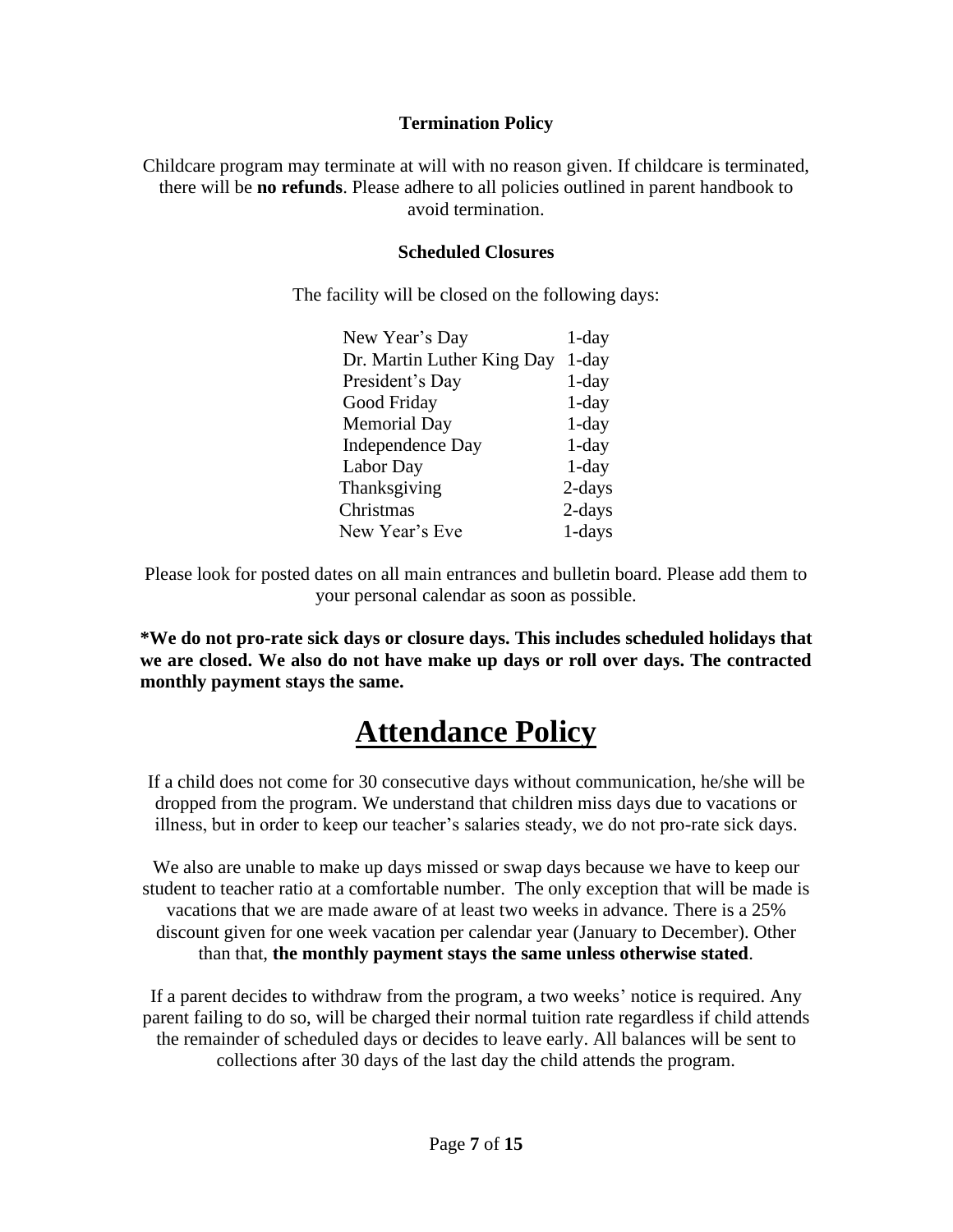### Termination Policy

Childcare program may terminate at will with no reason given. If childcare is terminated, there will be **no refunds**. Please adhere to all policies outlined in parent handbook to avoid termination.

### Scheduled Closures

The facility will be closed on the following days:

| | |
|---|---|
| New Year's Day | 1-day |
| Dr. Martin Luther King Day | 1-day |
| President's Day | 1-day |
| Good Friday | 1-day |
| Memorial Day | 1-day |
| Independence Day | 1-day |
| Labor Day | 1-day |
| Thanksgiving | 2-days |
| Christmas | 2-days |
| New Year's Eve | 1-days |

Please look for posted dates on all main entrances and bulletin board. Please add them to your personal calendar as soon as possible.

**\*We do not pro-rate sick days or closure days. This includes scheduled holidays that we are closed. We also do not have make up days or roll over days. The contracted monthly payment stays the same.**

# Attendance Policy

If a child does not come for 30 consecutive days without communication, he/she will be dropped from the program. We understand that children miss days due to vacations or illness, but in order to keep our teacher's salaries steady, we do not pro-rate sick days.

We also are unable to make up days missed or swap days because we have to keep our student to teacher ratio at a comfortable number. The only exception that will be made is vacations that we are made aware of at least two weeks in advance. There is a 25% discount given for one week vacation per calendar year (January to December). Other than that, **the monthly payment stays the same unless otherwise stated**.

If a parent decides to withdraw from the program, a two weeks' notice is required. Any parent failing to do so, will be charged their normal tuition rate regardless if child attends the remainder of scheduled days or decides to leave early. All balances will be sent to collections after 30 days of the last day the child attends the program.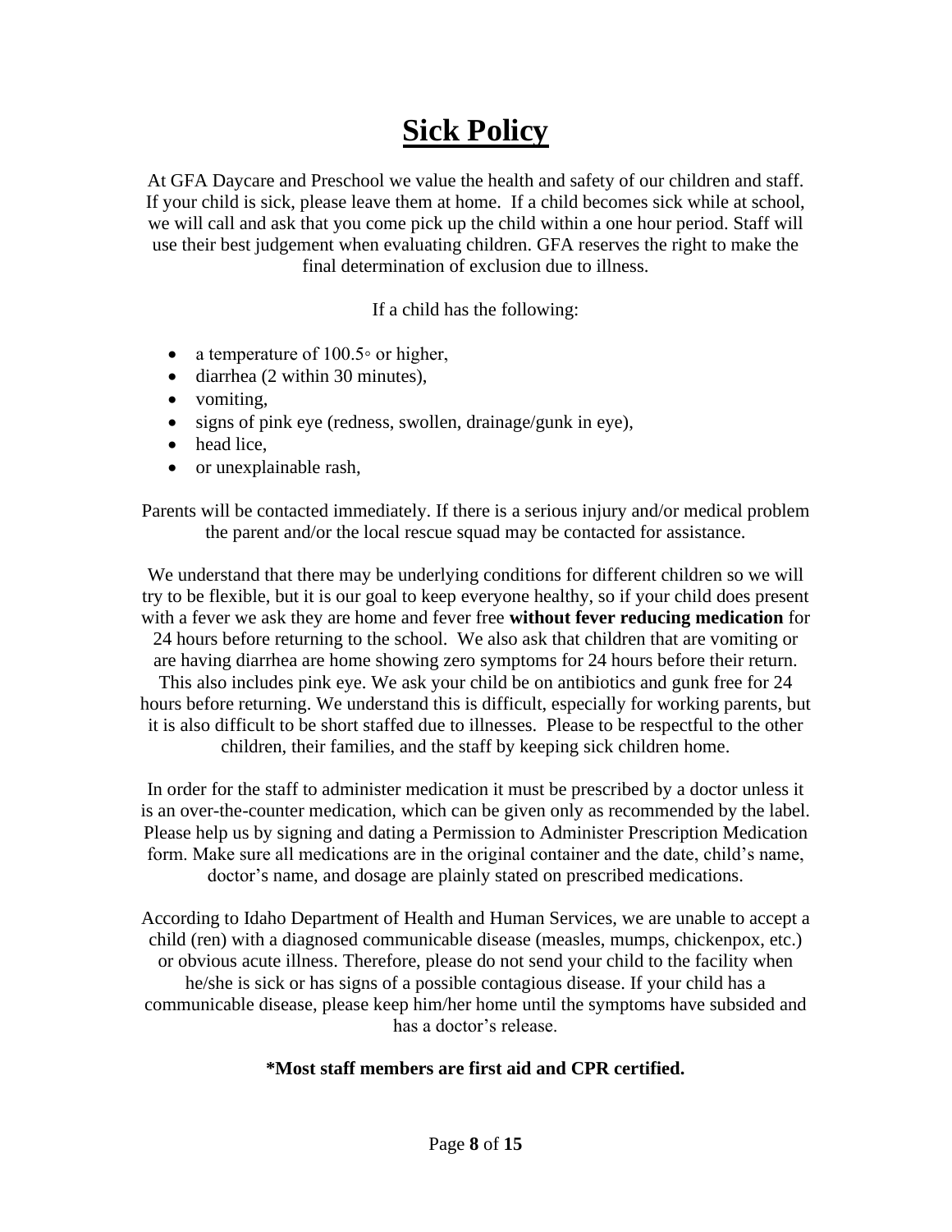# Sick Policy

At GFA Daycare and Preschool we value the health and safety of our children and staff. If your child is sick, please leave them at home. If a child becomes sick while at school, we will call and ask that you come pick up the child within a one hour period. Staff will use their best judgement when evaluating children. GFA reserves the right to make the final determination of exclusion due to illness.

If a child has the following:

- a temperature of 100.5◦ or higher,
- diarrhea (2 within 30 minutes),
- vomiting,
- signs of pink eye (redness, swollen, drainage/gunk in eye),
- head lice,
- or unexplainable rash,

Parents will be contacted immediately. If there is a serious injury and/or medical problem the parent and/or the local rescue squad may be contacted for assistance.

We understand that there may be underlying conditions for different children so we will try to be flexible, but it is our goal to keep everyone healthy, so if your child does present with a fever we ask they are home and fever free **without fever reducing medication** for 24 hours before returning to the school. We also ask that children that are vomiting or are having diarrhea are home showing zero symptoms for 24 hours before their return. This also includes pink eye. We ask your child be on antibiotics and gunk free for 24 hours before returning. We understand this is difficult, especially for working parents, but it is also difficult to be short staffed due to illnesses. Please to be respectful to the other children, their families, and the staff by keeping sick children home.

In order for the staff to administer medication it must be prescribed by a doctor unless it is an over-the-counter medication, which can be given only as recommended by the label. Please help us by signing and dating a Permission to Administer Prescription Medication form. Make sure all medications are in the original container and the date, child's name, doctor's name, and dosage are plainly stated on prescribed medications.

According to Idaho Department of Health and Human Services, we are unable to accept a child (ren) with a diagnosed communicable disease (measles, mumps, chickenpox, etc.) or obvious acute illness. Therefore, please do not send your child to the facility when he/she is sick or has signs of a possible contagious disease. If your child has a communicable disease, please keep him/her home until the symptoms have subsided and has a doctor's release.

**\*Most staff members are first aid and CPR certified.**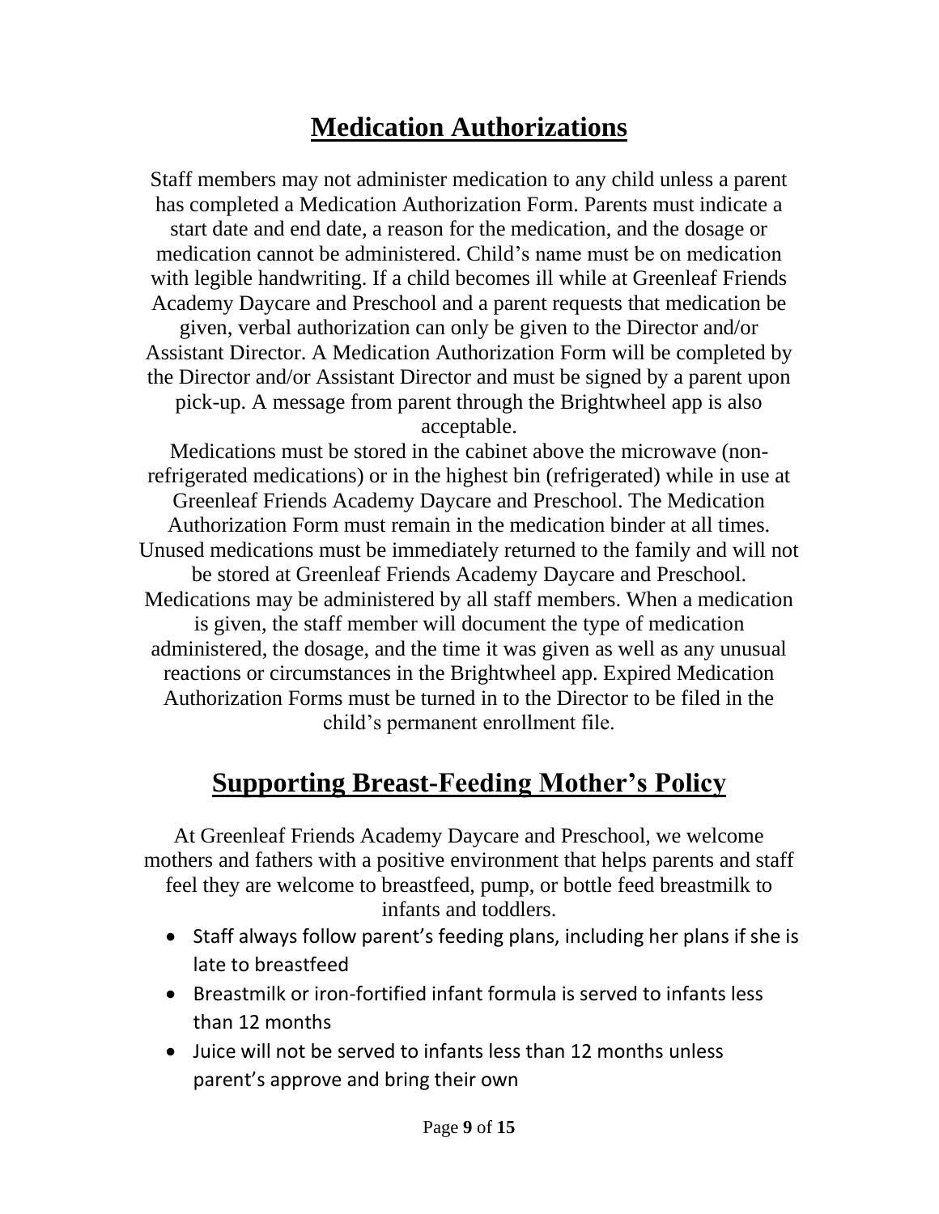# Medication Authorizations

Staff members may not administer medication to any child unless a parent has completed a Medication Authorization Form. Parents must indicate a start date and end date, a reason for the medication, and the dosage or medication cannot be administered. Child's name must be on medication with legible handwriting. If a child becomes ill while at Greenleaf Friends Academy Daycare and Preschool and a parent requests that medication be given, verbal authorization can only be given to the Director and/or Assistant Director. A Medication Authorization Form will be completed by the Director and/or Assistant Director and must be signed by a parent upon pick-up. A message from parent through the Brightwheel app is also acceptable.

Medications must be stored in the cabinet above the microwave (non-refrigerated medications) or in the highest bin (refrigerated) while in use at Greenleaf Friends Academy Daycare and Preschool. The Medication Authorization Form must remain in the medication binder at all times. Unused medications must be immediately returned to the family and will not be stored at Greenleaf Friends Academy Daycare and Preschool. Medications may be administered by all staff members. When a medication is given, the staff member will document the type of medication administered, the dosage, and the time it was given as well as any unusual reactions or circumstances in the Brightwheel app. Expired Medication Authorization Forms must be turned in to the Director to be filed in the child's permanent enrollment file.

# Supporting Breast-Feeding Mother's Policy

At Greenleaf Friends Academy Daycare and Preschool, we welcome mothers and fathers with a positive environment that helps parents and staff feel they are welcome to breastfeed, pump, or bottle feed breastmilk to infants and toddlers.

- Staff always follow parent's feeding plans, including her plans if she is late to breastfeed
- Breastmilk or iron-fortified infant formula is served to infants less than 12 months
- Juice will not be served to infants less than 12 months unless parent's approve and bring their own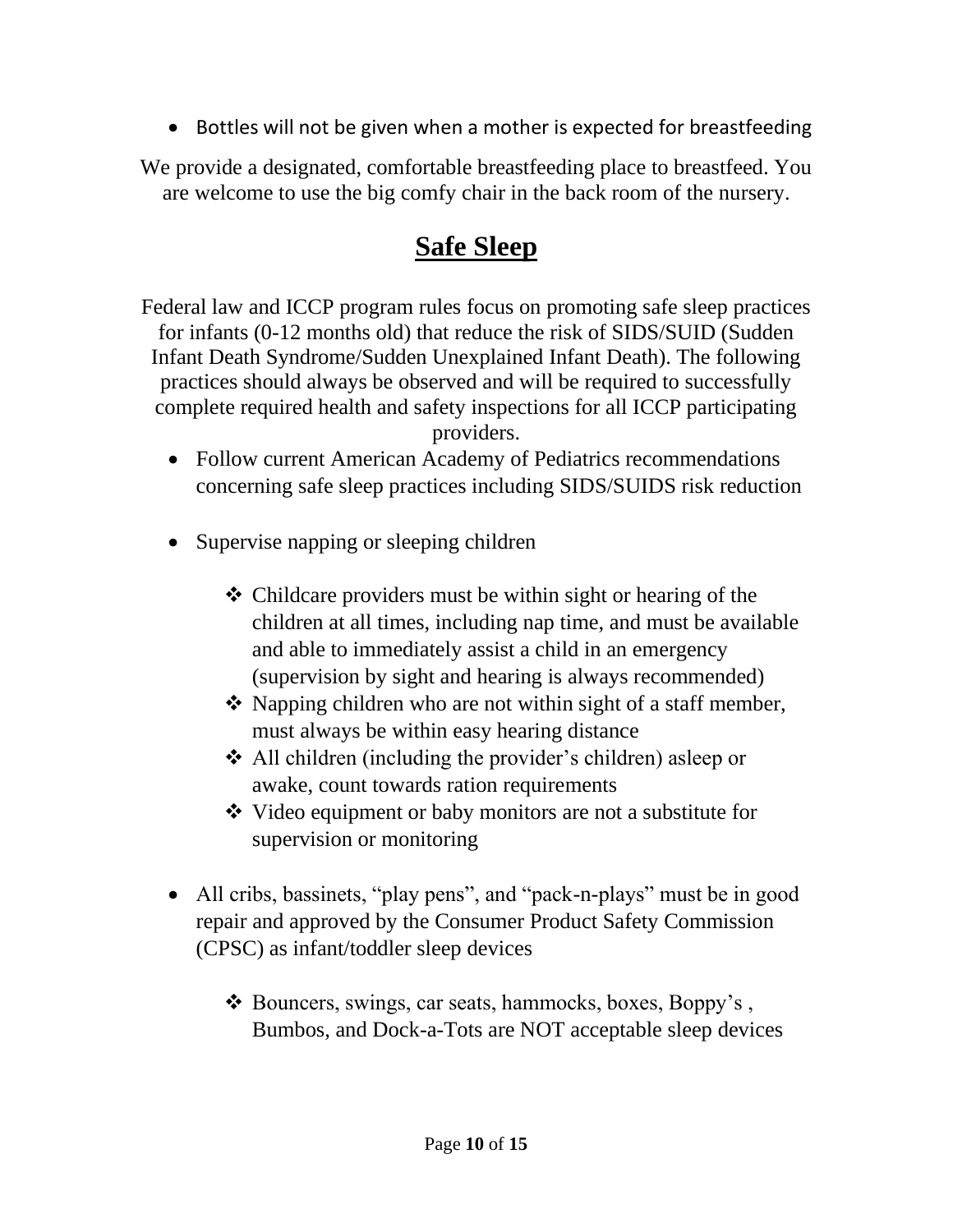- Bottles will not be given when a mother is expected for breastfeeding

We provide a designated, comfortable breastfeeding place to breastfeed. You are welcome to use the big comfy chair in the back room of the nursery.

## Safe Sleep

Federal law and ICCP program rules focus on promoting safe sleep practices for infants (0-12 months old) that reduce the risk of SIDS/SUID (Sudden Infant Death Syndrome/Sudden Unexplained Infant Death). The following practices should always be observed and will be required to successfully complete required health and safety inspections for all ICCP participating providers.

- Follow current American Academy of Pediatrics recommendations concerning safe sleep practices including SIDS/SUIDS risk reduction

- Supervise napping or sleeping children

  - ❖ Childcare providers must be within sight or hearing of the children at all times, including nap time, and must be available and able to immediately assist a child in an emergency (supervision by sight and hearing is always recommended)
  - ❖ Napping children who are not within sight of a staff member, must always be within easy hearing distance
  - ❖ All children (including the provider's children) asleep or awake, count towards ration requirements
  - ❖ Video equipment or baby monitors are not a substitute for supervision or monitoring

- All cribs, bassinets, "play pens", and "pack-n-plays" must be in good repair and approved by the Consumer Product Safety Commission (CPSC) as infant/toddler sleep devices

  - ❖ Bouncers, swings, car seats, hammocks, boxes, Boppy's , Bumbos, and Dock-a-Tots are NOT acceptable sleep devices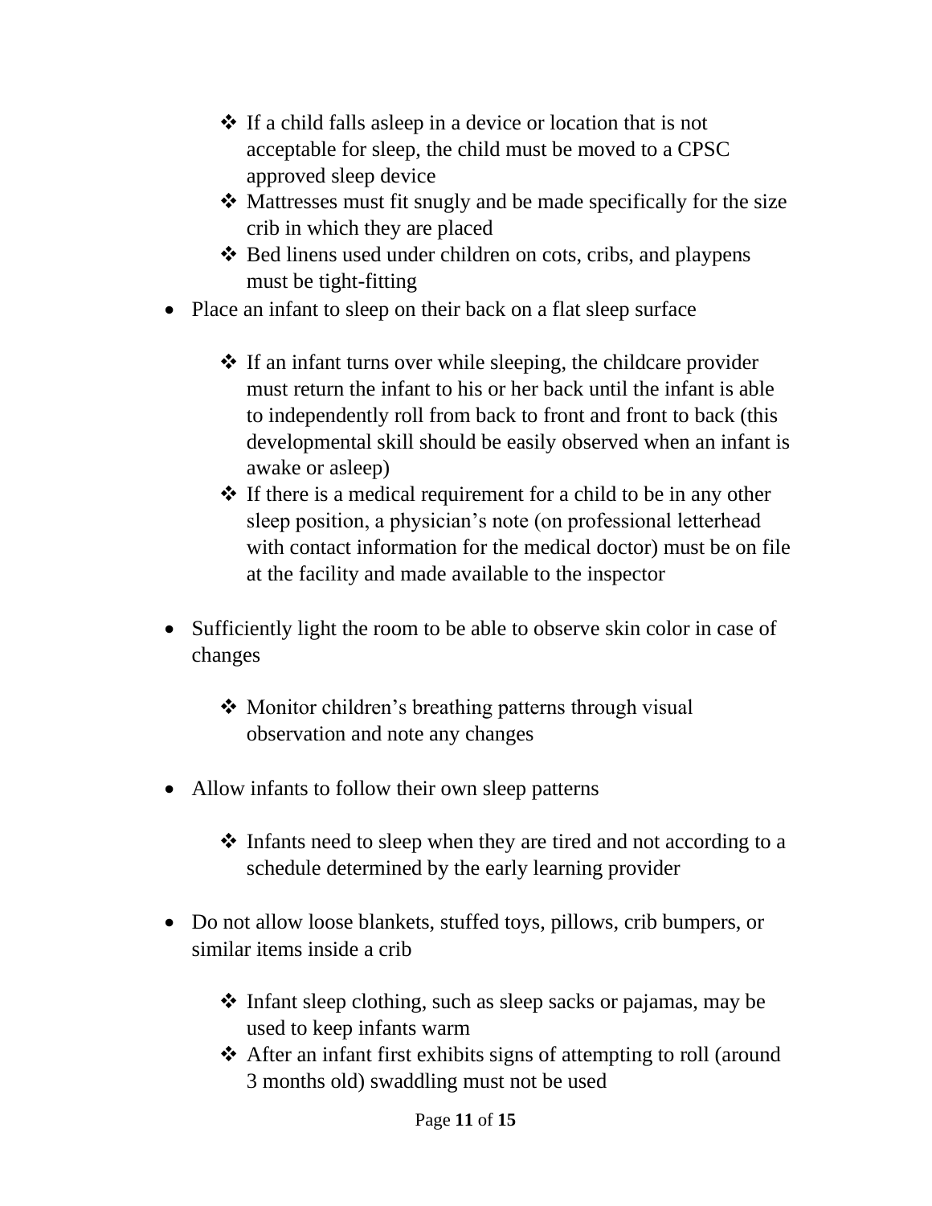- If a child falls asleep in a device or location that is not acceptable for sleep, the child must be moved to a CPSC approved sleep device
  - Mattresses must fit snugly and be made specifically for the size crib in which they are placed
  - Bed linens used under children on cots, cribs, and playpens must be tight-fitting
- Place an infant to sleep on their back on a flat sleep surface
  - If an infant turns over while sleeping, the childcare provider must return the infant to his or her back until the infant is able to independently roll from back to front and front to back (this developmental skill should be easily observed when an infant is awake or asleep)
  - If there is a medical requirement for a child to be in any other sleep position, a physician's note (on professional letterhead with contact information for the medical doctor) must be on file at the facility and made available to the inspector
- Sufficiently light the room to be able to observe skin color in case of changes
  - Monitor children's breathing patterns through visual observation and note any changes
- Allow infants to follow their own sleep patterns
  - Infants need to sleep when they are tired and not according to a schedule determined by the early learning provider
- Do not allow loose blankets, stuffed toys, pillows, crib bumpers, or similar items inside a crib
  - Infant sleep clothing, such as sleep sacks or pajamas, may be used to keep infants warm
  - After an infant first exhibits signs of attempting to roll (around 3 months old) swaddling must not be used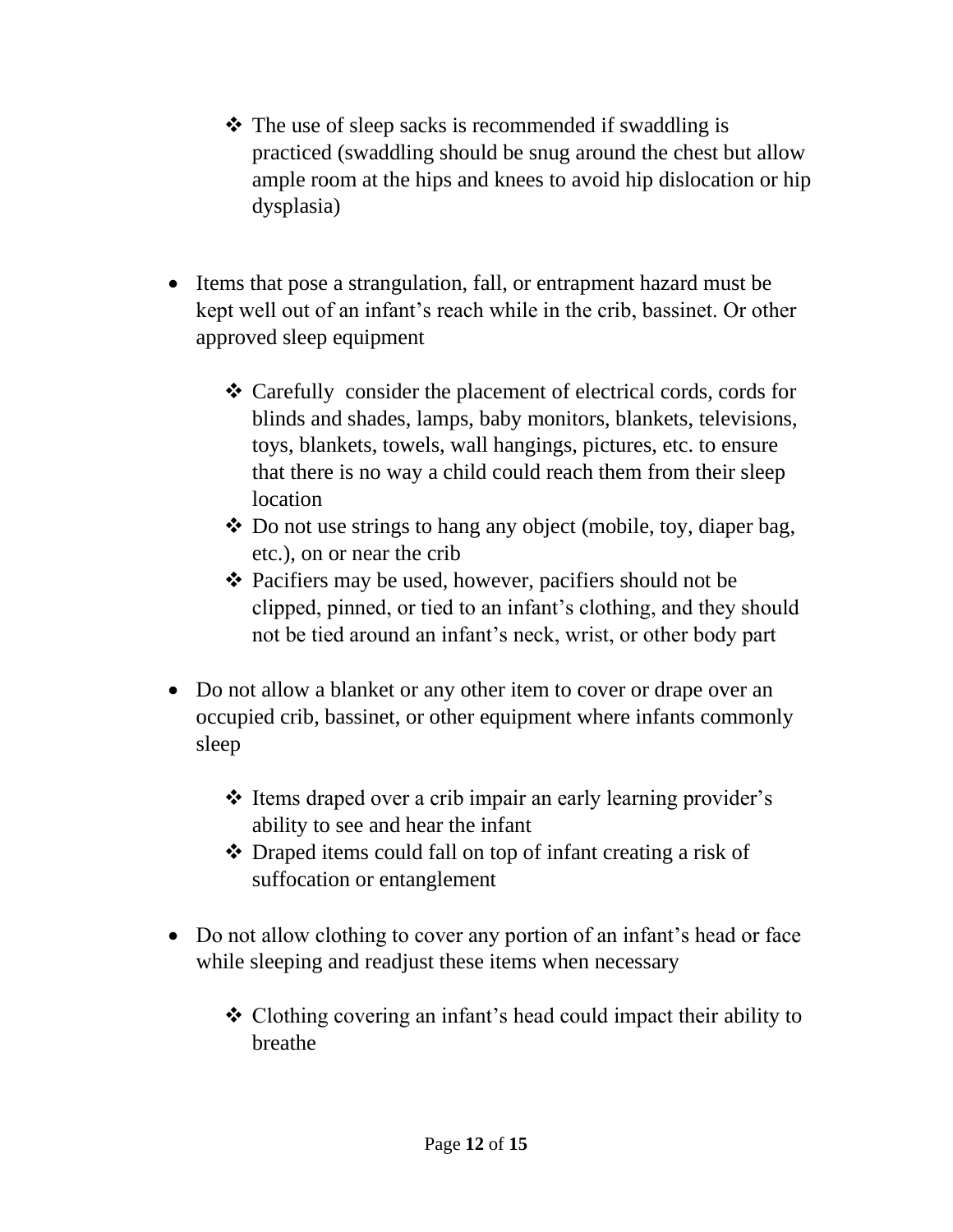- ❖ The use of sleep sacks is recommended if swaddling is practiced (swaddling should be snug around the chest but allow ample room at the hips and knees to avoid hip dislocation or hip dysplasia)

- Items that pose a strangulation, fall, or entrapment hazard must be kept well out of an infant's reach while in the crib, bassinet. Or other approved sleep equipment

    - ❖ Carefully  consider the placement of electrical cords, cords for blinds and shades, lamps, baby monitors, blankets, televisions, toys, blankets, towels, wall hangings, pictures, etc. to ensure that there is no way a child could reach them from their sleep location
    - ❖ Do not use strings to hang any object (mobile, toy, diaper bag, etc.), on or near the crib
    - ❖ Pacifiers may be used, however, pacifiers should not be clipped, pinned, or tied to an infant's clothing, and they should not be tied around an infant's neck, wrist, or other body part

- Do not allow a blanket or any other item to cover or drape over an occupied crib, bassinet, or other equipment where infants commonly sleep

    - ❖ Items draped over a crib impair an early learning provider's ability to see and hear the infant
    - ❖ Draped items could fall on top of infant creating a risk of suffocation or entanglement

- Do not allow clothing to cover any portion of an infant's head or face while sleeping and readjust these items when necessary

    - ❖ Clothing covering an infant's head could impact their ability to breathe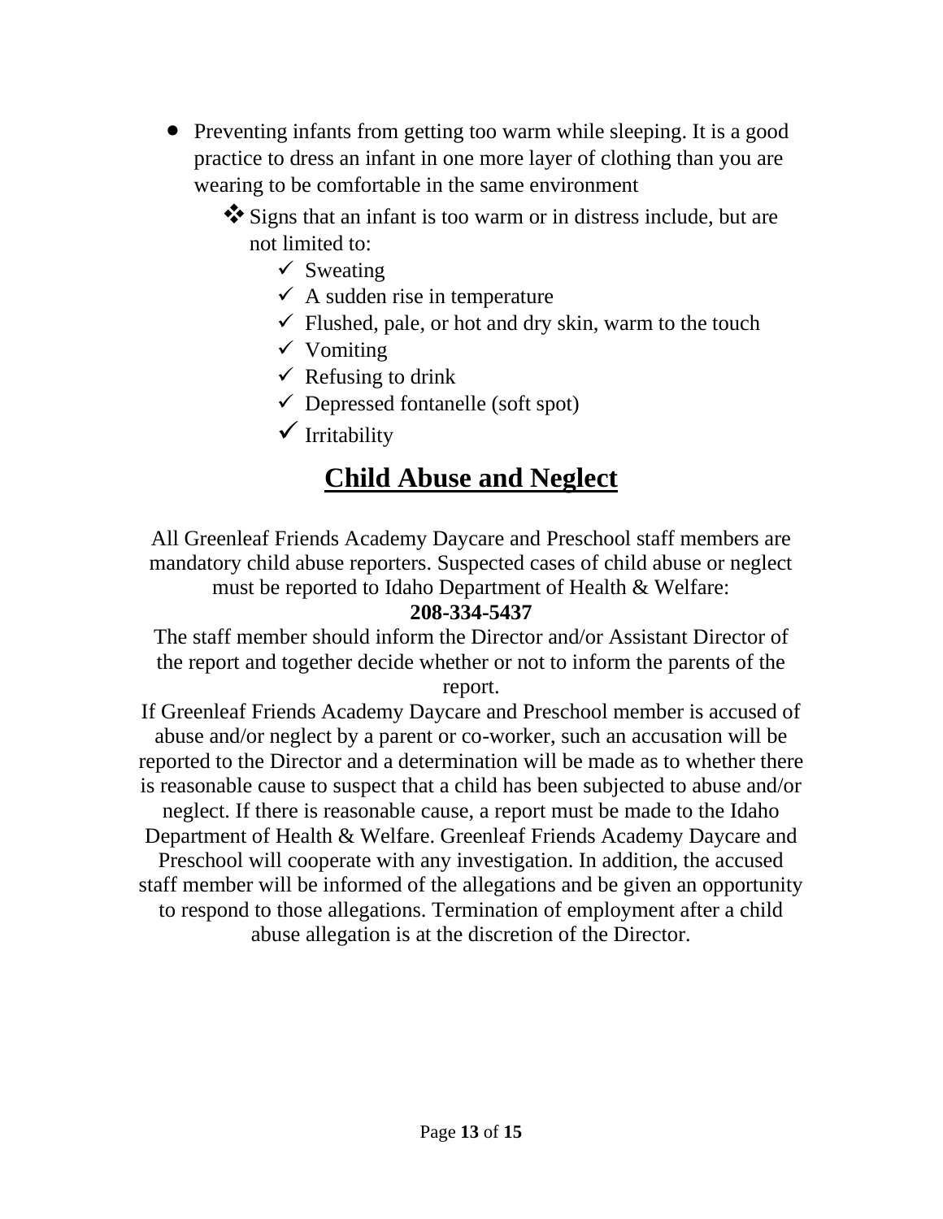- Preventing infants from getting too warm while sleeping. It is a good practice to dress an infant in one more layer of clothing than you are wearing to be comfortable in the same environment
  - Signs that an infant is too warm or in distress include, but are not limited to:
    - ✓ Sweating
    - ✓ A sudden rise in temperature
    - ✓ Flushed, pale, or hot and dry skin, warm to the touch
    - ✓ Vomiting
    - ✓ Refusing to drink
    - ✓ Depressed fontanelle (soft spot)
    - ✓ Irritability

## Child Abuse and Neglect

All Greenleaf Friends Academy Daycare and Preschool staff members are mandatory child abuse reporters. Suspected cases of child abuse or neglect must be reported to Idaho Department of Health & Welfare:

**208-334-5437**

The staff member should inform the Director and/or Assistant Director of the report and together decide whether or not to inform the parents of the report.

If Greenleaf Friends Academy Daycare and Preschool member is accused of abuse and/or neglect by a parent or co-worker, such an accusation will be reported to the Director and a determination will be made as to whether there is reasonable cause to suspect that a child has been subjected to abuse and/or neglect. If there is reasonable cause, a report must be made to the Idaho Department of Health & Welfare. Greenleaf Friends Academy Daycare and Preschool will cooperate with any investigation. In addition, the accused staff member will be informed of the allegations and be given an opportunity to respond to those allegations. Termination of employment after a child abuse allegation is at the discretion of the Director.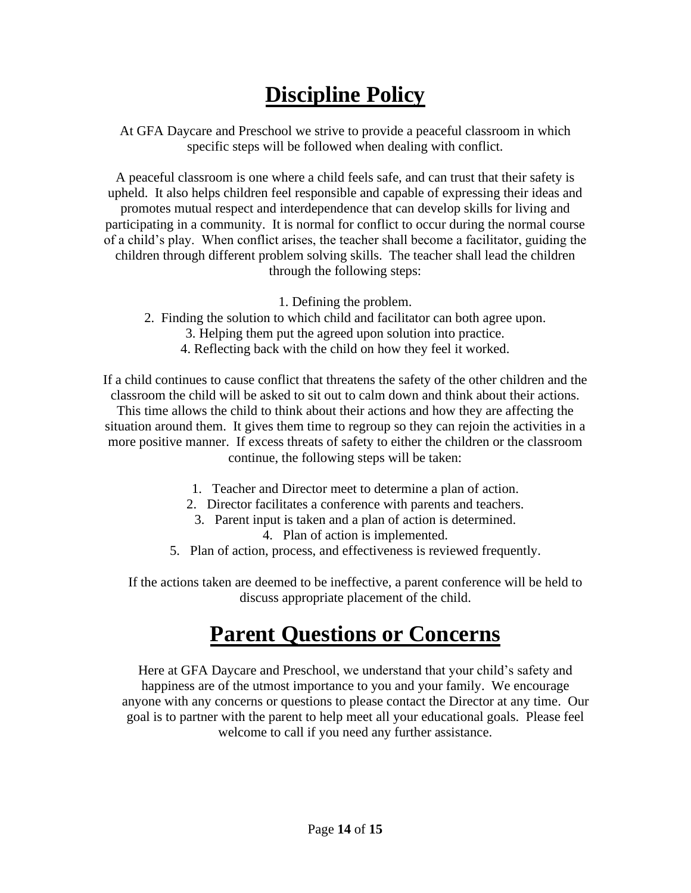# Discipline Policy

At GFA Daycare and Preschool we strive to provide a peaceful classroom in which specific steps will be followed when dealing with conflict.

A peaceful classroom is one where a child feels safe, and can trust that their safety is upheld. It also helps children feel responsible and capable of expressing their ideas and promotes mutual respect and interdependence that can develop skills for living and participating in a community. It is normal for conflict to occur during the normal course of a child's play. When conflict arises, the teacher shall become a facilitator, guiding the children through different problem solving skills. The teacher shall lead the children through the following steps:

1. Defining the problem.
2. Finding the solution to which child and facilitator can both agree upon.
3. Helping them put the agreed upon solution into practice.
4. Reflecting back with the child on how they feel it worked.

If a child continues to cause conflict that threatens the safety of the other children and the classroom the child will be asked to sit out to calm down and think about their actions. This time allows the child to think about their actions and how they are affecting the situation around them. It gives them time to regroup so they can rejoin the activities in a more positive manner. If excess threats of safety to either the children or the classroom continue, the following steps will be taken:

1. Teacher and Director meet to determine a plan of action.
2. Director facilitates a conference with parents and teachers.
3. Parent input is taken and a plan of action is determined.
4. Plan of action is implemented.
5. Plan of action, process, and effectiveness is reviewed frequently.

If the actions taken are deemed to be ineffective, a parent conference will be held to discuss appropriate placement of the child.

# Parent Questions or Concerns

Here at GFA Daycare and Preschool, we understand that your child's safety and happiness are of the utmost importance to you and your family. We encourage anyone with any concerns or questions to please contact the Director at any time. Our goal is to partner with the parent to help meet all your educational goals. Please feel welcome to call if you need any further assistance.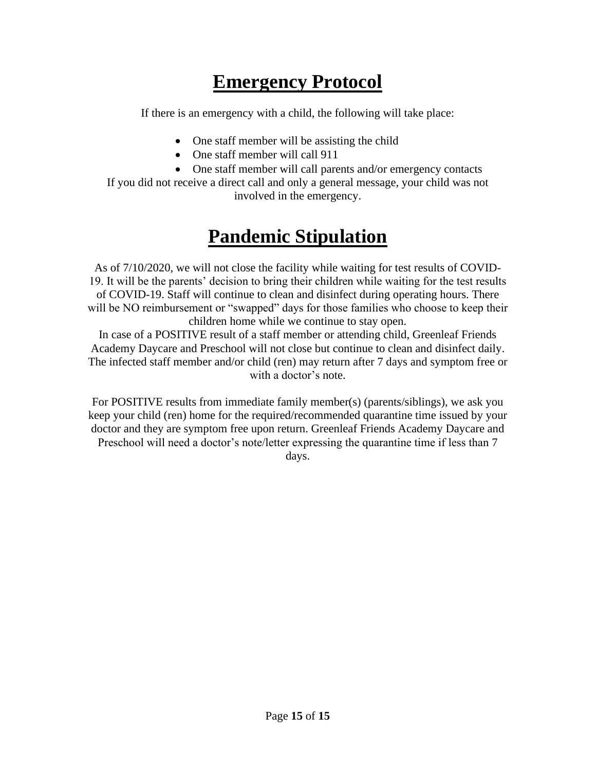# Emergency Protocol

If there is an emergency with a child, the following will take place:

- One staff member will be assisting the child
- One staff member will call 911
- One staff member will call parents and/or emergency contacts

If you did not receive a direct call and only a general message, your child was not involved in the emergency.

# Pandemic Stipulation

As of 7/10/2020, we will not close the facility while waiting for test results of COVID-19. It will be the parents' decision to bring their children while waiting for the test results of COVID-19. Staff will continue to clean and disinfect during operating hours. There will be NO reimbursement or "swapped" days for those families who choose to keep their children home while we continue to stay open.

In case of a POSITIVE result of a staff member or attending child, Greenleaf Friends Academy Daycare and Preschool will not close but continue to clean and disinfect daily. The infected staff member and/or child (ren) may return after 7 days and symptom free or with a doctor's note.

For POSITIVE results from immediate family member(s) (parents/siblings), we ask you keep your child (ren) home for the required/recommended quarantine time issued by your doctor and they are symptom free upon return. Greenleaf Friends Academy Daycare and Preschool will need a doctor's note/letter expressing the quarantine time if less than 7 days.